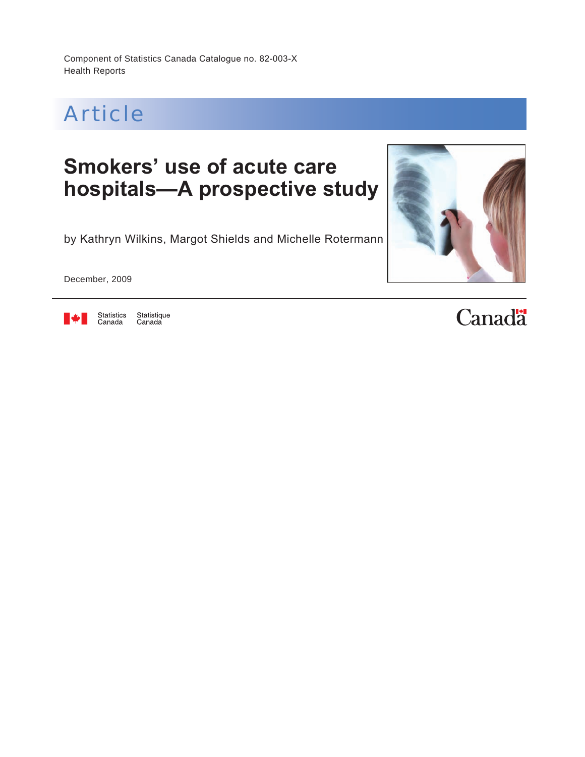Component of Statistics Canada Catalogue no. 82-003-X
Health Reports

# Article

# Smokers' use of acute care hospitals—A prospective study

by Kathryn Wilkins, Margot Shields and Michelle Rotermann

December, 2009

Statistics Canada Statistique Canada

Canada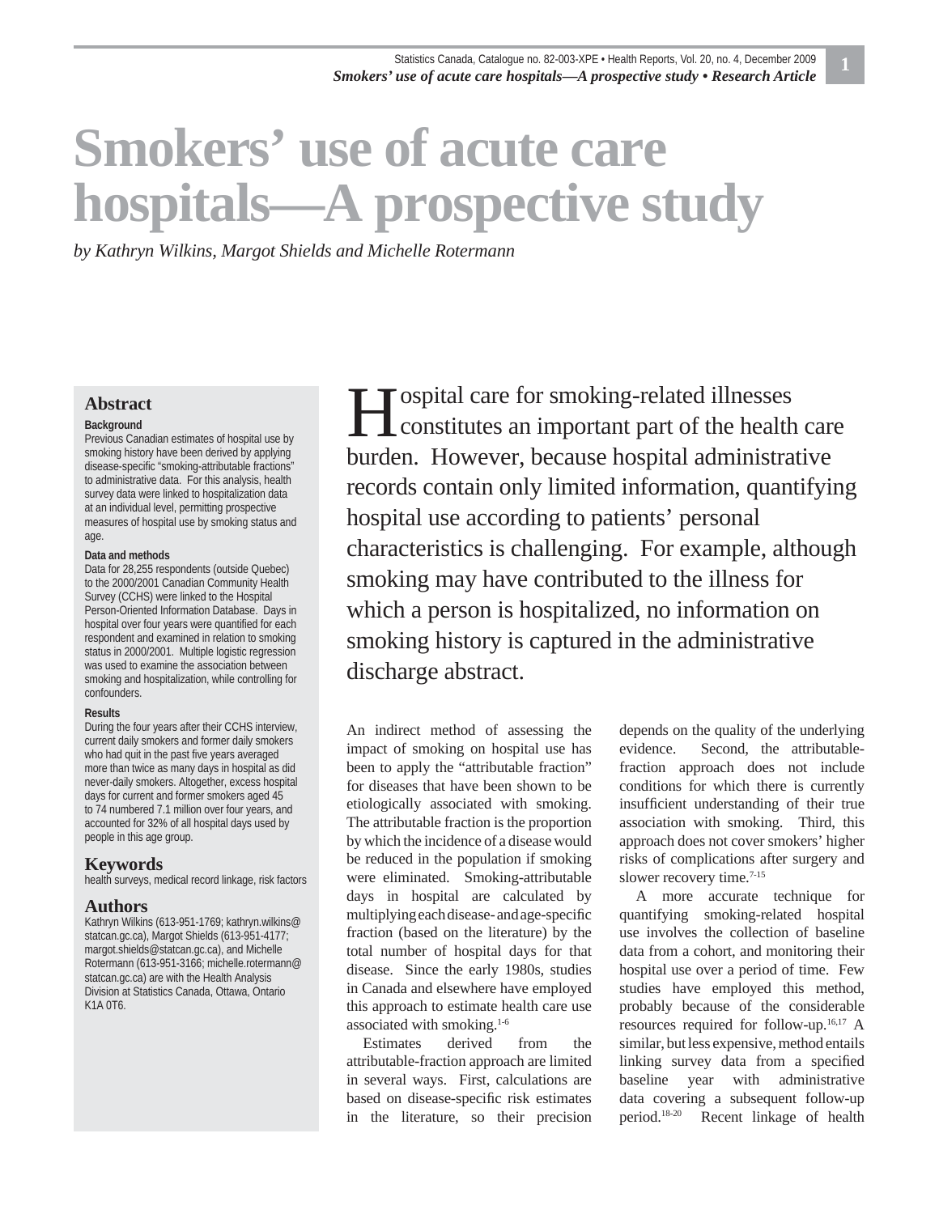# Smokers' use of acute care hospitals—A prospective study

*by Kathryn Wilkins, Margot Shields and Michelle Rotermann*

## Abstract

**Background**

Previous Canadian estimates of hospital use by smoking history have been derived by applying disease-specific "smoking-attributable fractions" to administrative data. For this analysis, health survey data were linked to hospitalization data at an individual level, permitting prospective measures of hospital use by smoking status and age.

**Data and methods**

Data for 28,255 respondents (outside Quebec) to the 2000/2001 Canadian Community Health Survey (CCHS) were linked to the Hospital Person-Oriented Information Database. Days in hospital over four years were quantified for each respondent and examined in relation to smoking status in 2000/2001. Multiple logistic regression was used to examine the association between smoking and hospitalization, while controlling for confounders.

**Results**

During the four years after their CCHS interview, current daily smokers and former daily smokers who had quit in the past five years averaged more than twice as many days in hospital as did never-daily smokers. Altogether, excess hospital days for current and former smokers aged 45 to 74 numbered 7.1 million over four years, and accounted for 32% of all hospital days used by people in this age group.

## Keywords

health surveys, medical record linkage, risk factors

## Authors

Kathryn Wilkins (613-951-1769; kathryn.wilkins@statcan.gc.ca), Margot Shields (613-951-4177; margot.shields@statcan.gc.ca), and Michelle Rotermann (613-951-3166; michelle.rotermann@statcan.gc.ca) are with the Health Analysis Division at Statistics Canada, Ottawa, Ontario K1A 0T6.

Hospital care for smoking-related illnesses constitutes an important part of the health care burden. However, because hospital administrative records contain only limited information, quantifying hospital use according to patients' personal characteristics is challenging. For example, although smoking may have contributed to the illness for which a person is hospitalized, no information on smoking history is captured in the administrative discharge abstract.

An indirect method of assessing the impact of smoking on hospital use has been to apply the "attributable fraction" for diseases that have been shown to be etiologically associated with smoking. The attributable fraction is the proportion by which the incidence of a disease would be reduced in the population if smoking were eliminated. Smoking-attributable days in hospital are calculated by multiplying each disease- and age-specific fraction (based on the literature) by the total number of hospital days for that disease. Since the early 1980s, studies in Canada and elsewhere have employed this approach to estimate health care use associated with smoking.[1-6]

Estimates derived from the attributable-fraction approach are limited in several ways. First, calculations are based on disease-specific risk estimates in the literature, so their precision depends on the quality of the underlying evidence. Second, the attributable-fraction approach does not include conditions for which there is currently insufficient understanding of their true association with smoking. Third, this approach does not cover smokers' higher risks of complications after surgery and slower recovery time.[7-15]

A more accurate technique for quantifying smoking-related hospital use involves the collection of baseline data from a cohort, and monitoring their hospital use over a period of time. Few studies have employed this method, probably because of the considerable resources required for follow-up.[16,17] A similar, but less expensive, method entails linking survey data from a specified baseline year with administrative data covering a subsequent follow-up period.[18-20] Recent linkage of health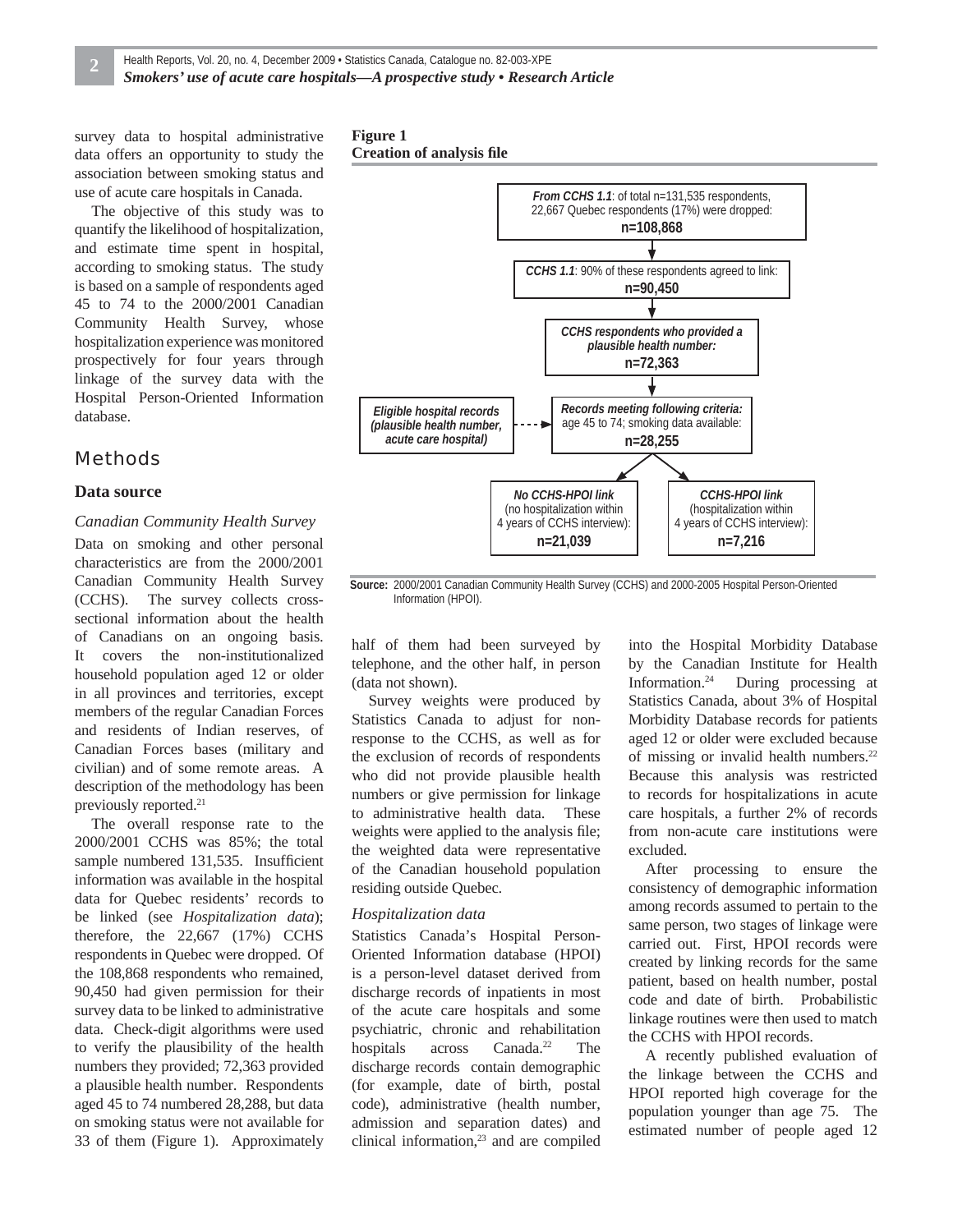survey data to hospital administrative data offers an opportunity to study the association between smoking status and use of acute care hospitals in Canada.

The objective of this study was to quantify the likelihood of hospitalization, and estimate time spent in hospital, according to smoking status. The study is based on a sample of respondents aged 45 to 74 to the 2000/2001 Canadian Community Health Survey, whose hospitalization experience was monitored prospectively for four years through linkage of the survey data with the Hospital Person-Oriented Information database.

**Figure 1**
**Creation of analysis file**

- ***From CCHS 1.1***: of total n=131,535 respondents, 22,667 Quebec respondents (17%) were dropped: **n=108,868**
- ***CCHS 1.1***: 90% of these respondents agreed to link: **n=90,450**
- ***CCHS respondents who provided a plausible health number:*** **n=72,363**
- ***Records meeting following criteria:*** age 45 to 74; smoking data available: **n=28,255** (linked with ***Eligible hospital records (plausible health number, acute care hospital)***)
  - ***No CCHS-HPOI link*** (no hospitalization within 4 years of CCHS interview): **n=21,039**
  - ***CCHS-HPOI link*** (hospitalization within 4 years of CCHS interview): **n=7,216**

**Source:** 2000/2001 Canadian Community Health Survey (CCHS) and 2000-2005 Hospital Person-Oriented Information (HPOI).

## Methods

### Data source

*Canadian Community Health Survey*

Data on smoking and other personal characteristics are from the 2000/2001 Canadian Community Health Survey (CCHS). The survey collects cross-sectional information about the health of Canadians on an ongoing basis. It covers the non-institutionalized household population aged 12 or older in all provinces and territories, except members of the regular Canadian Forces and residents of Indian reserves, of Canadian Forces bases (military and civilian) and of some remote areas. A description of the methodology has been previously reported.[21]

The overall response rate to the 2000/2001 CCHS was 85%; the total sample numbered 131,535. Insufficient information was available in the hospital data for Quebec residents' records to be linked (see *Hospitalization data*); therefore, the 22,667 (17%) CCHS respondents in Quebec were dropped. Of the 108,868 respondents who remained, 90,450 had given permission for their survey data to be linked to administrative data. Check-digit algorithms were used to verify the plausibility of the health numbers they provided; 72,363 provided a plausible health number. Respondents aged 45 to 74 numbered 28,288, but data on smoking status were not available for 33 of them (Figure 1). Approximately half of them had been surveyed by telephone, and the other half, in person (data not shown).

Survey weights were produced by Statistics Canada to adjust for non-response to the CCHS, as well as for the exclusion of records of respondents who did not provide plausible health numbers or give permission for linkage to administrative health data. These weights were applied to the analysis file; the weighted data were representative of the Canadian household population residing outside Quebec.

*Hospitalization data*

Statistics Canada's Hospital Person-Oriented Information database (HPOI) is a person-level dataset derived from discharge records of inpatients in most of the acute care hospitals and some psychiatric, chronic and rehabilitation hospitals across Canada.[22] The discharge records contain demographic (for example, date of birth, postal code), administrative (health number, admission and separation dates) and clinical information,[23] and are compiled into the Hospital Morbidity Database by the Canadian Institute for Health Information.[24] During processing at Statistics Canada, about 3% of Hospital Morbidity Database records for patients aged 12 or older were excluded because of missing or invalid health numbers.[22] Because this analysis was restricted to records for hospitalizations in acute care hospitals, a further 2% of records from non-acute care institutions were excluded.

After processing to ensure the consistency of demographic information among records assumed to pertain to the same person, two stages of linkage were carried out. First, HPOI records were created by linking records for the same patient, based on health number, postal code and date of birth. Probabilistic linkage routines were then used to match the CCHS with HPOI records.

A recently published evaluation of the linkage between the CCHS and HPOI reported high coverage for the population younger than age 75. The estimated number of people aged 12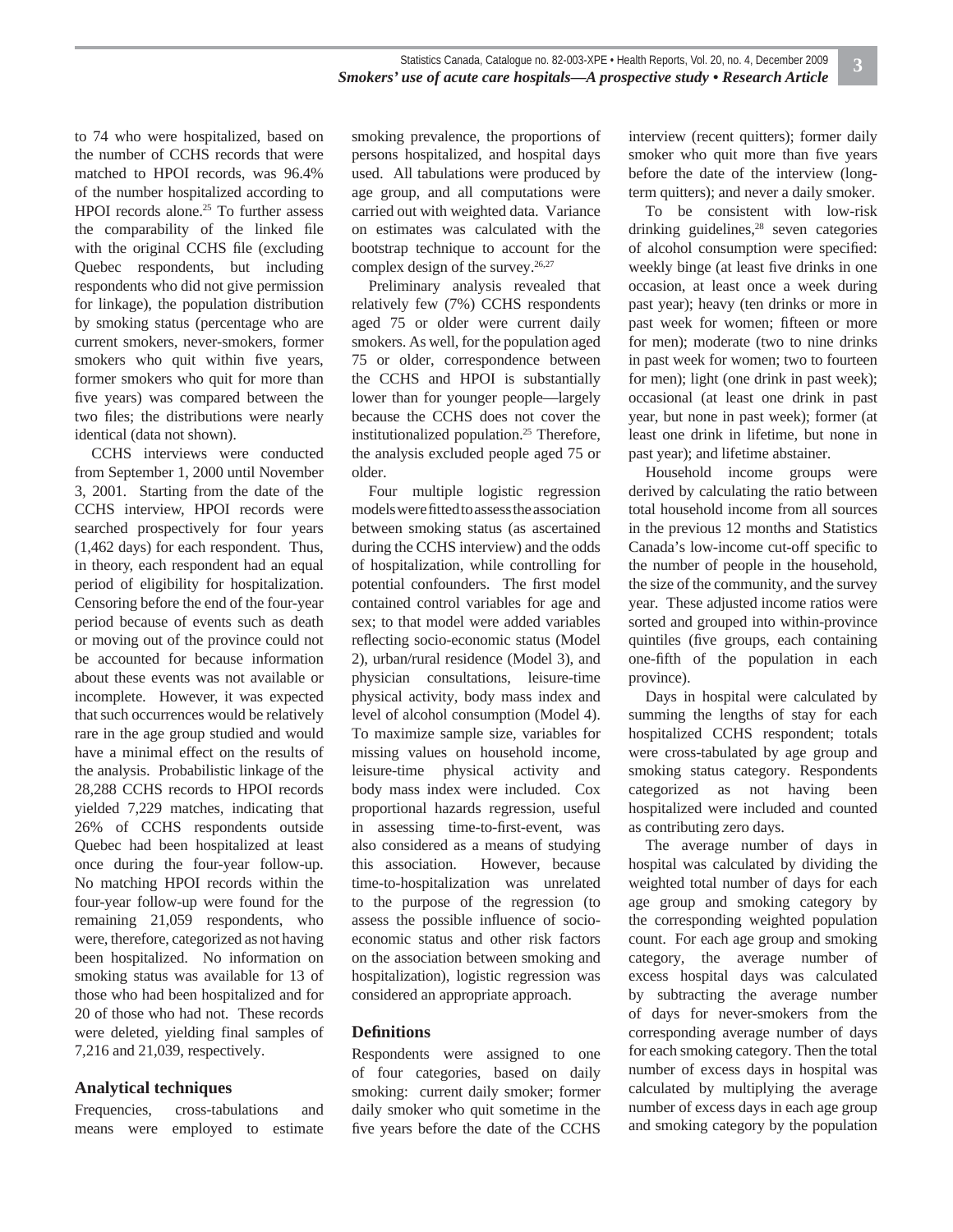to 74 who were hospitalized, based on the number of CCHS records that were matched to HPOI records, was 96.4% of the number hospitalized according to HPOI records alone.[25] To further assess the comparability of the linked file with the original CCHS file (excluding Quebec respondents, but including respondents who did not give permission for linkage), the population distribution by smoking status (percentage who are current smokers, never-smokers, former smokers who quit within five years, former smokers who quit for more than five years) was compared between the two files; the distributions were nearly identical (data not shown).

CCHS interviews were conducted from September 1, 2000 until November 3, 2001. Starting from the date of the CCHS interview, HPOI records were searched prospectively for four years (1,462 days) for each respondent. Thus, in theory, each respondent had an equal period of eligibility for hospitalization. Censoring before the end of the four-year period because of events such as death or moving out of the province could not be accounted for because information about these events was not available or incomplete. However, it was expected that such occurrences would be relatively rare in the age group studied and would have a minimal effect on the results of the analysis. Probabilistic linkage of the 28,288 CCHS records to HPOI records yielded 7,229 matches, indicating that 26% of CCHS respondents outside Quebec had been hospitalized at least once during the four-year follow-up. No matching HPOI records within the four-year follow-up were found for the remaining 21,059 respondents, who were, therefore, categorized as not having been hospitalized. No information on smoking status was available for 13 of those who had been hospitalized and for 20 of those who had not. These records were deleted, yielding final samples of 7,216 and 21,039, respectively.

## Analytical techniques

Frequencies, cross-tabulations and means were employed to estimate smoking prevalence, the proportions of persons hospitalized, and hospital days used. All tabulations were produced by age group, and all computations were carried out with weighted data. Variance on estimates was calculated with the bootstrap technique to account for the complex design of the survey.[26,27]

Preliminary analysis revealed that relatively few (7%) CCHS respondents aged 75 or older were current daily smokers. As well, for the population aged 75 or older, correspondence between the CCHS and HPOI is substantially lower than for younger people—largely because the CCHS does not cover the institutionalized population.[25] Therefore, the analysis excluded people aged 75 or older.

Four multiple logistic regression models were fitted to assess the association between smoking status (as ascertained during the CCHS interview) and the odds of hospitalization, while controlling for potential confounders. The first model contained control variables for age and sex; to that model were added variables reflecting socio-economic status (Model 2), urban/rural residence (Model 3), and physician consultations, leisure-time physical activity, body mass index and level of alcohol consumption (Model 4). To maximize sample size, variables for missing values on household income, leisure-time physical activity and body mass index were included. Cox proportional hazards regression, useful in assessing time-to-first-event, was also considered as a means of studying this association. However, because time-to-hospitalization was unrelated to the purpose of the regression (to assess the possible influence of socio-economic status and other risk factors on the association between smoking and hospitalization), logistic regression was considered an appropriate approach.

## Definitions

Respondents were assigned to one of four categories, based on daily smoking: current daily smoker; former daily smoker who quit sometime in the five years before the date of the CCHS interview (recent quitters); former daily smoker who quit more than five years before the date of the interview (long-term quitters); and never a daily smoker.

To be consistent with low-risk drinking guidelines,[28] seven categories of alcohol consumption were specified: weekly binge (at least five drinks in one occasion, at least once a week during past year); heavy (ten drinks or more in past week for women; fifteen or more for men); moderate (two to nine drinks in past week for women; two to fourteen for men); light (one drink in past week); occasional (at least one drink in past year, but none in past week); former (at least one drink in lifetime, but none in past year); and lifetime abstainer.

Household income groups were derived by calculating the ratio between total household income from all sources in the previous 12 months and Statistics Canada's low-income cut-off specific to the number of people in the household, the size of the community, and the survey year. These adjusted income ratios were sorted and grouped into within-province quintiles (five groups, each containing one-fifth of the population in each province).

Days in hospital were calculated by summing the lengths of stay for each hospitalized CCHS respondent; totals were cross-tabulated by age group and smoking status category. Respondents categorized as not having been hospitalized were included and counted as contributing zero days.

The average number of days in hospital was calculated by dividing the weighted total number of days for each age group and smoking category by the corresponding weighted population count. For each age group and smoking category, the average number of excess hospital days was calculated by subtracting the average number of days for never-smokers from the corresponding average number of days for each smoking category. Then the total number of excess days in hospital was calculated by multiplying the average number of excess days in each age group and smoking category by the population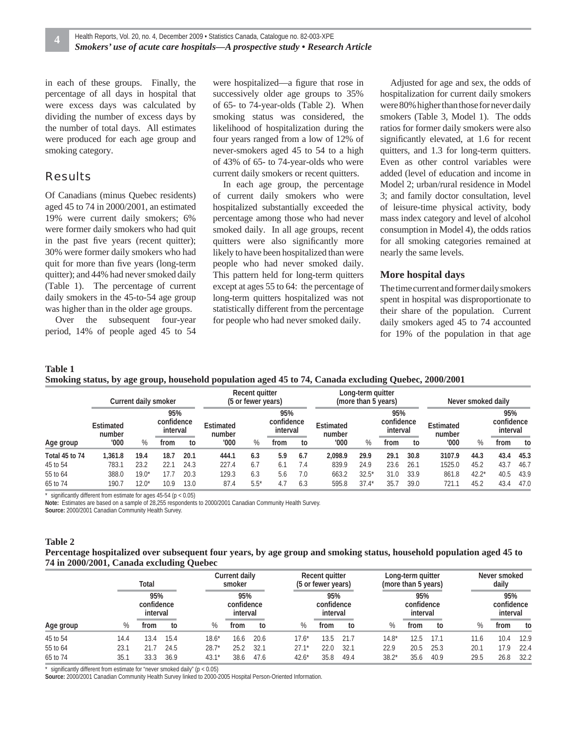in each of these groups. Finally, the percentage of all days in hospital that were excess days was calculated by dividing the number of excess days by the number of total days. All estimates were produced for each age group and smoking category.

## Results

Of Canadians (minus Quebec residents) aged 45 to 74 in 2000/2001, an estimated 19% were current daily smokers; 6% were former daily smokers who had quit in the past five years (recent quitter); 30% were former daily smokers who had quit for more than five years (long-term quitter); and 44% had never smoked daily (Table 1). The percentage of current daily smokers in the 45-to-54 age group was higher than in the older age groups.

Over the subsequent four-year period, 14% of people aged 45 to 54 were hospitalized—a figure that rose in successively older age groups to 35% of 65- to 74-year-olds (Table 2). When smoking status was considered, the likelihood of hospitalization during the four years ranged from a low of 12% of never-smokers aged 45 to 54 to a high of 43% of 65- to 74-year-olds who were current daily smokers or recent quitters.

In each age group, the percentage of current daily smokers who were hospitalized substantially exceeded the percentage among those who had never smoked daily. In all age groups, recent quitters were also significantly more likely to have been hospitalized than were people who had never smoked daily. This pattern held for long-term quitters except at ages 55 to 64: the percentage of long-term quitters hospitalized was not statistically different from the percentage for people who had never smoked daily.

Adjusted for age and sex, the odds of hospitalization for current daily smokers were 80% higher than those for never daily smokers (Table 3, Model 1). The odds ratios for former daily smokers were also significantly elevated, at 1.6 for recent quitters, and 1.3 for long-term quitters. Even as other control variables were added (level of education and income in Model 2; urban/rural residence in Model 3; and family doctor consultation, level of leisure-time physical activity, body mass index category and level of alcohol consumption in Model 4), the odds ratios for all smoking categories remained at nearly the same levels.

### More hospital days

The time current and former daily smokers spent in hospital was disproportionate to their share of the population. Current daily smokers aged 45 to 74 accounted for 19% of the population in that age

**Table 1**
**Smoking status, by age group, household population aged 45 to 74, Canada excluding Quebec, 2000/2001**

| | Current daily smoker | | | | Recent quitter (5 or fewer years) | | | | Long-term quitter (more than 5 years) | | | | Never smoked daily | | | |
|---|---|---|---|---|---|---|---|---|---|---|---|---|---|---|---|---|
| | Estimated number | | 95% confidence interval | | Estimated number | | 95% confidence interval | | Estimated number | | 95% confidence interval | | Estimated number | | 95% confidence interval | |
| Age group | '000 | % | from | to | '000 | % | from | to | '000 | % | from | to | '000 | % | from | to |
| **Total 45 to 74** | **1,361.8** | **19.4** | **18.7** | **20.1** | **444.1** | **6.3** | **5.9** | **6.7** | **2,098.9** | **29.9** | **29.1** | **30.8** | **3107.9** | **44.3** | **43.4** | **45.3** |
| 45 to 54 | 783.1 | 23.2 | 22.1 | 24.3 | 227.4 | 6.7 | 6.1 | 7.4 | 839.9 | 24.9 | 23.6 | 26.1 | 1525.0 | 45.2 | 43.7 | 46.7 |
| 55 to 64 | 388.0 | 19.0* | 17.7 | 20.3 | 129.3 | 6.3 | 5.6 | 7.0 | 663.2 | 32.5* | 31.0 | 33.9 | 861.8 | 42.2* | 40.5 | 43.9 |
| 65 to 74 | 190.7 | 12.0* | 10.9 | 13.0 | 87.4 | 5.5* | 4.7 | 6.3 | 595.8 | 37.4* | 35.7 | 39.0 | 721.1 | 45.2 | 43.4 | 47.0 |

* significantly different from estimate for ages 45-54 ($p < 0.05$)
**Note:** Estimates are based on a sample of 28,255 respondents to 2000/2001 Canadian Community Health Survey.
**Source:** 2000/2001 Canadian Community Health Survey.

**Table 2**
**Percentage hospitalized over subsequent four years, by age group and smoking status, household population aged 45 to 74 in 2000/2001, Canada excluding Quebec**

| | Total | | | Current daily smoker | | | Recent quitter (5 or fewer years) | | | Long-term quitter (more than 5 years) | | | Never smoked daily | | |
|---|---|---|---|---|---|---|---|---|---|---|---|---|---|---|---|
| | | 95% confidence interval | | | 95% confidence interval | | | 95% confidence interval | | | 95% confidence interval | | | 95% confidence interval | |
| Age group | % | from | to | % | from | to | % | from | to | % | from | to | % | from | to |
| 45 to 54 | 14.4 | 13.4 | 15.4 | 18.6* | 16.6 | 20.6 | 17.6* | 13.5 | 21.7 | 14.8* | 12.5 | 17.1 | 11.6 | 10.4 | 12.9 |
| 55 to 64 | 23.1 | 21.7 | 24.5 | 28.7* | 25.2 | 32.1 | 27.1* | 22.0 | 32.1 | 22.9 | 20.5 | 25.3 | 20.1 | 17.9 | 22.4 |
| 65 to 74 | 35.1 | 33.3 | 36.9 | 43.1* | 38.6 | 47.6 | 42.6* | 35.8 | 49.4 | 38.2* | 35.6 | 40.9 | 29.5 | 26.8 | 32.2 |

* significantly different from estimate for "never smoked daily" ($p < 0.05$)
**Source:** 2000/2001 Canadian Community Health Survey linked to 2000-2005 Hospital Person-Oriented Information.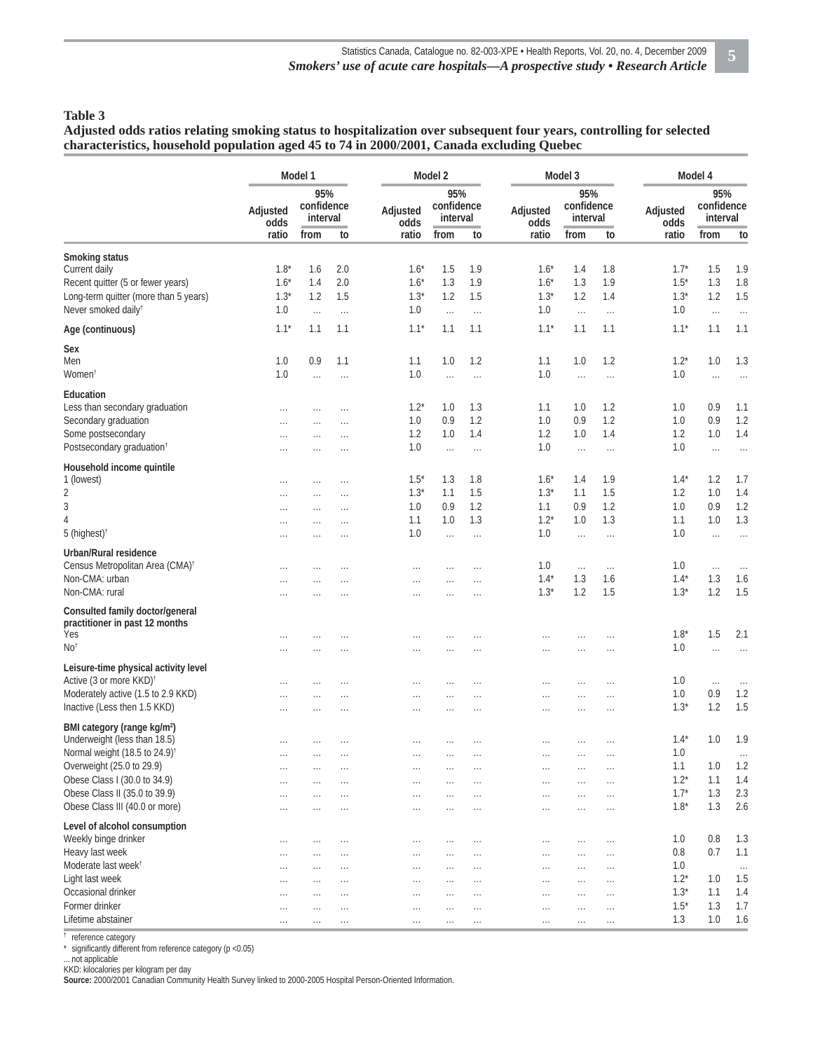**Table 3**
**Adjusted odds ratios relating smoking status to hospitalization over subsequent four years, controlling for selected characteristics, household population aged 45 to 74 in 2000/2001, Canada excluding Quebec**

| | Model 1 | | | Model 2 | | | Model 3 | | | Model 4 | | |
|---|---|---|---|---|---|---|---|---|---|---|---|---|
| | Adjusted odds ratio | 95% confidence interval from | to | Adjusted odds ratio | 95% confidence interval from | to | Adjusted odds ratio | 95% confidence interval from | to | Adjusted odds ratio | 95% confidence interval from | to |
| **Smoking status** | | | | | | | | | | | | |
| Current daily | 1.8* | 1.6 | 2.0 | 1.6* | 1.5 | 1.9 | 1.6* | 1.4 | 1.8 | 1.7* | 1.5 | 1.9 |
| Recent quitter (5 or fewer years) | 1.6* | 1.4 | 2.0 | 1.6* | 1.3 | 1.9 | 1.6* | 1.3 | 1.9 | 1.5* | 1.3 | 1.8 |
| Long-term quitter (more than 5 years) | 1.3* | 1.2 | 1.5 | 1.3* | 1.2 | 1.5 | 1.3* | 1.2 | 1.4 | 1.3* | 1.2 | 1.5 |
| Never smoked daily† | 1.0 | ... | ... | 1.0 | ... | ... | 1.0 | ... | ... | 1.0 | ... | ... |
| **Age (continuous)** | 1.1* | 1.1 | 1.1 | 1.1* | 1.1 | 1.1 | 1.1* | 1.1 | 1.1 | 1.1* | 1.1 | 1.1 |
| **Sex** | | | | | | | | | | | | |
| Men | 1.0 | 0.9 | 1.1 | 1.1 | 1.0 | 1.2 | 1.1 | 1.0 | 1.2 | 1.2* | 1.0 | 1.3 |
| Women† | 1.0 | ... | ... | 1.0 | ... | ... | 1.0 | ... | ... | 1.0 | ... | ... |
| **Education** | | | | | | | | | | | | |
| Less than secondary graduation | ... | ... | ... | 1.2* | 1.0 | 1.3 | 1.1 | 1.0 | 1.2 | 1.0 | 0.9 | 1.1 |
| Secondary graduation | ... | ... | ... | 1.0 | 0.9 | 1.2 | 1.0 | 0.9 | 1.2 | 1.0 | 0.9 | 1.2 |
| Some postsecondary | ... | ... | ... | 1.2 | 1.0 | 1.4 | 1.2 | 1.0 | 1.4 | 1.2 | 1.0 | 1.4 |
| Postsecondary graduation† | ... | ... | ... | 1.0 | ... | ... | 1.0 | ... | ... | 1.0 | ... | ... |
| **Household income quintile** | | | | | | | | | | | | |
| 1 (lowest) | ... | ... | ... | 1.5* | 1.3 | 1.8 | 1.6* | 1.4 | 1.9 | 1.4* | 1.2 | 1.7 |
| 2 | ... | ... | ... | 1.3* | 1.1 | 1.5 | 1.3* | 1.1 | 1.5 | 1.2 | 1.0 | 1.4 |
| 3 | ... | ... | ... | 1.0 | 0.9 | 1.2 | 1.1 | 0.9 | 1.2 | 1.0 | 0.9 | 1.2 |
| 4 | ... | ... | ... | 1.1 | 1.0 | 1.3 | 1.2* | 1.0 | 1.3 | 1.1 | 1.0 | 1.3 |
| 5 (highest)† | ... | ... | ... | 1.0 | ... | ... | 1.0 | ... | ... | 1.0 | ... | ... |
| **Urban/Rural residence** | | | | | | | | | | | | |
| Census Metropolitan Area (CMA)† | ... | ... | ... | ... | ... | ... | 1.0 | ... | ... | 1.0 | ... | ... |
| Non-CMA: urban | ... | ... | ... | ... | ... | ... | 1.4* | 1.3 | 1.6 | 1.4* | 1.3 | 1.6 |
| Non-CMA: rural | ... | ... | ... | ... | ... | ... | 1.3* | 1.2 | 1.5 | 1.3* | 1.2 | 1.5 |
| **Consulted family doctor/general practitioner in past 12 months** | | | | | | | | | | | | |
| Yes | ... | ... | ... | ... | ... | ... | ... | ... | ... | 1.8* | 1.5 | 2.1 |
| No† | ... | ... | ... | ... | ... | ... | ... | ... | ... | 1.0 | ... | ... |
| **Leisure-time physical activity level** | | | | | | | | | | | | |
| Active (3 or more KKD)† | ... | ... | ... | ... | ... | ... | ... | ... | ... | 1.0 | ... | ... |
| Moderately active (1.5 to 2.9 KKD) | ... | ... | ... | ... | ... | ... | ... | ... | ... | 1.0 | 0.9 | 1.2 |
| Inactive (Less then 1.5 KKD) | ... | ... | ... | ... | ... | ... | ... | ... | ... | 1.3* | 1.2 | 1.5 |
| **BMI category (range kg/m²)** | | | | | | | | | | | | |
| Underweight (less than 18.5) | ... | ... | ... | ... | ... | ... | ... | ... | ... | 1.4* | 1.0 | 1.9 |
| Normal weight (18.5 to 24.9)† | ... | ... | ... | ... | ... | ... | ... | ... | ... | 1.0 | | ... |
| Overweight (25.0 to 29.9) | ... | ... | ... | ... | ... | ... | ... | ... | ... | 1.1 | 1.0 | 1.2 |
| Obese Class I (30.0 to 34.9) | ... | ... | ... | ... | ... | ... | ... | ... | ... | 1.2* | 1.1 | 1.4 |
| Obese Class II (35.0 to 39.9) | ... | ... | ... | ... | ... | ... | ... | ... | ... | 1.7* | 1.3 | 2.3 |
| Obese Class III (40.0 or more) | ... | ... | ... | ... | ... | ... | ... | ... | ... | 1.8* | 1.3 | 2.6 |
| **Level of alcohol consumption** | | | | | | | | | | | | |
| Weekly binge drinker | ... | ... | ... | ... | ... | ... | ... | ... | ... | 1.0 | 0.8 | 1.3 |
| Heavy last week | ... | ... | ... | ... | ... | ... | ... | ... | ... | 0.8 | 0.7 | 1.1 |
| Moderate last week† | ... | ... | ... | ... | ... | ... | ... | ... | ... | 1.0 | | ... |
| Light last week | ... | ... | ... | ... | ... | ... | ... | ... | ... | 1.2* | 1.0 | 1.5 |
| Occasional drinker | ... | ... | ... | ... | ... | ... | ... | ... | ... | 1.3* | 1.1 | 1.4 |
| Former drinker | ... | ... | ... | ... | ... | ... | ... | ... | ... | 1.5* | 1.3 | 1.7 |
| Lifetime abstainer | ... | ... | ... | ... | ... | ... | ... | ... | ... | 1.3 | 1.0 | 1.6 |

† reference category
* significantly different from reference category ($p < 0.05$)
... not applicable
KKD: kilocalories per kilogram per day
**Source:** 2000/2001 Canadian Community Health Survey linked to 2000-2005 Hospital Person-Oriented Information.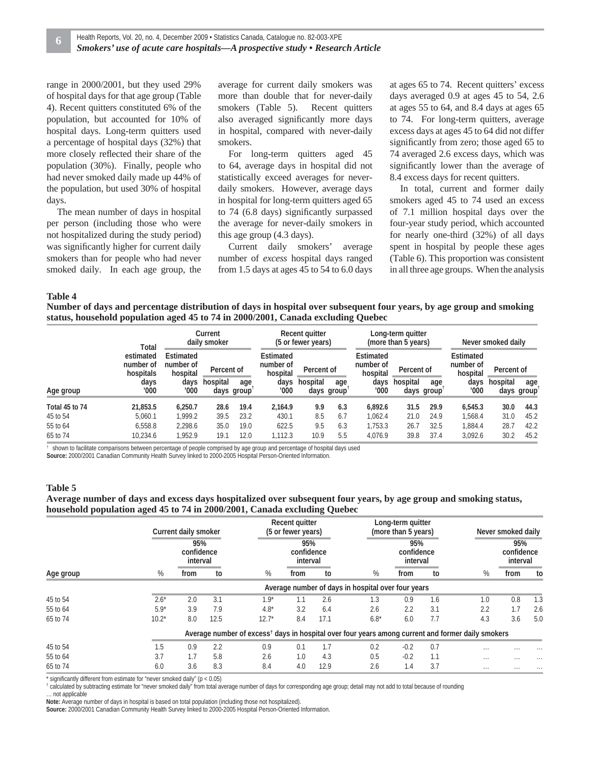range in 2000/2001, but they used 29% of hospital days for that age group (Table 4). Recent quitters constituted 6% of the population, but accounted for 10% of hospital days. Long-term quitters used a percentage of hospital days (32%) that more closely reflected their share of the population (30%). Finally, people who had never smoked daily made up 44% of the population, but used 30% of hospital days.

The mean number of days in hospital per person (including those who were not hospitalized during the study period) was significantly higher for current daily smokers than for people who had never smoked daily. In each age group, the average for current daily smokers was more than double that for never-daily smokers (Table 5). Recent quitters also averaged significantly more days in hospital, compared with never-daily smokers.

For long-term quitters aged 45 to 64, average days in hospital did not statistically exceed averages for never-daily smokers. However, average days in hospital for long-term quitters aged 65 to 74 (6.8 days) significantly surpassed the average for never-daily smokers in this age group (4.3 days).

Current daily smokers' average number of *excess* hospital days ranged from 1.5 days at ages 45 to 54 to 6.0 days at ages 65 to 74. Recent quitters' excess days averaged 0.9 at ages 45 to 54, 2.6 at ages 55 to 64, and 8.4 days at ages 65 to 74. For long-term quitters, average excess days at ages 45 to 64 did not differ significantly from zero; those aged 65 to 74 averaged 2.6 excess days, which was significantly lower than the average of 8.4 excess days for recent quitters.

In total, current and former daily smokers aged 45 to 74 used an excess of 7.1 million hospital days over the four-year study period, which accounted for nearly one-third (32%) of all days spent in hospital by people these ages (Table 6). This proportion was consistent in all three age groups. When the analysis

**Table 4**
**Number of days and percentage distribution of days in hospital over subsequent four years, by age group and smoking status, household population aged 45 to 74 in 2000/2001, Canada excluding Quebec**

| Age group | Total estimated number of hospitals days '000 | Current daily smoker | | | Recent quitter (5 or fewer years) | | | Long-term quitter (more than 5 years) | | | Never smoked daily | | |
|---|---|---|---|---|---|---|---|---|---|---|---|---|---|
| | | Estimated number of hospital days '000 | Percent of hospital days | Percent of age group[†] | Estimated number of hospital days '000 | Percent of hospital days | Percent of age group[†] | Estimated number of hospital days '000 | Percent of hospital days | Percent of age group[†] | Estimated number of hospital days '000 | Percent of hospital days | Percent of age group[†] |
| **Total 45 to 74** | **21,853.5** | **6,250.7** | **28.6** | **19.4** | **2,164.9** | **9.9** | **6.3** | **6,892.6** | **31.5** | **29.9** | **6,545.3** | **30.0** | **44.3** |
| 45 to 54 | 5,060.1 | 1,999.2 | 39.5 | 23.2 | 430.1 | 8.5 | 6.7 | 1,062.4 | 21.0 | 24.9 | 1,568.4 | 31.0 | 45.2 |
| 55 to 64 | 6,558.8 | 2,298.6 | 35.0 | 19.0 | 622.5 | 9.5 | 6.3 | 1,753.3 | 26.7 | 32.5 | 1,884.4 | 28.7 | 42.2 |
| 65 to 74 | 10,234.6 | 1,952.9 | 19.1 | 12.0 | 1,112.3 | 10.9 | 5.5 | 4,076.9 | 39.8 | 37.4 | 3,092.6 | 30.2 | 45.2 |

[†] shown to facilitate comparisons between percentage of people comprised by age group and percentage of hospital days used
**Source:** 2000/2001 Canadian Community Health Survey linked to 2000-2005 Hospital Person-Oriented Information.

**Table 5**
**Average number of days and excess days hospitalized over subsequent four years, by age group and smoking status, household population aged 45 to 74 in 2000/2001, Canada excluding Quebec**

| Age group | Current daily smoker | | | Recent quitter (5 or fewer years) | | | Long-term quitter (more than 5 years) | | | Never smoked daily | | |
|---|---|---|---|---|---|---|---|---|---|---|---|---|
| | % | 95% confidence interval from | 95% confidence interval to | % | 95% confidence interval from | 95% confidence interval to | % | 95% confidence interval from | 95% confidence interval to | % | 95% confidence interval from | 95% confidence interval to |
| | Average number of days in hospital over four years | | | | | | | | | | | |
| 45 to 54 | 2.6* | 2.0 | 3.1 | 1.9* | 1.1 | 2.6 | 1.3 | 0.9 | 1.6 | 1.0 | 0.8 | 1.3 |
| 55 to 64 | 5.9* | 3.9 | 7.9 | 4.8* | 3.2 | 6.4 | 2.6 | 2.2 | 3.1 | 2.2 | 1.7 | 2.6 |
| 65 to 74 | 10.2* | 8.0 | 12.5 | 12.7* | 8.4 | 17.1 | 6.8* | 6.0 | 7.7 | 4.3 | 3.6 | 5.0 |
| | Average number of excess[†] days in hospital over four years among current and former daily smokers | | | | | | | | | | | |
| 45 to 54 | 1.5 | 0.9 | 2.2 | 0.9 | 0.1 | 1.7 | 0.2 | -0.2 | 0.7 | ... | ... | ... |
| 55 to 64 | 3.7 | 1.7 | 5.8 | 2.6 | 1.0 | 4.3 | 0.5 | -0.2 | 1.1 | ... | ... | ... |
| 65 to 74 | 6.0 | 3.6 | 8.3 | 8.4 | 4.0 | 12.9 | 2.6 | 1.4 | 3.7 | ... | ... | ... |

\* significantly different from estimate for "never smoked daily" ($p < 0.05$)
[†] calculated by subtracting estimate for "never smoked daily" from total average number of days for corresponding age group; detail may not add to total because of rounding
... not applicable
**Note:** Average number of days in hospital is based on total population (including those not hospitalized).
**Source:** 2000/2001 Canadian Community Health Survey linked to 2000-2005 Hospital Person-Oriented Information.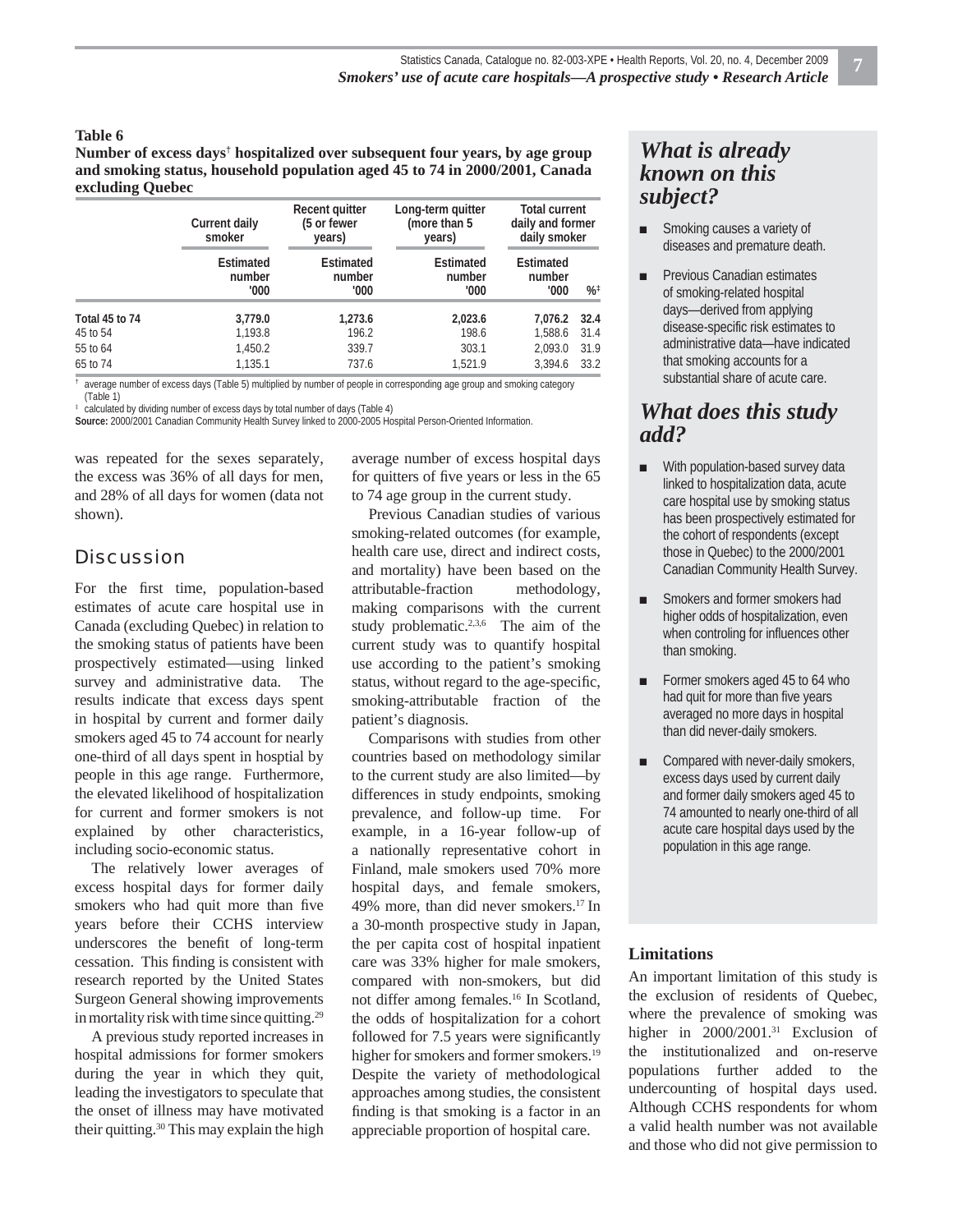**Table 6**
**Number of excess days† hospitalized over subsequent four years, by age group and smoking status, household population aged 45 to 74 in 2000/2001, Canada excluding Quebec**

| | Current daily smoker | Recent quitter (5 or fewer years) | Long-term quitter (more than 5 years) | Total current daily and former daily smoker | |
|---|---|---|---|---|---|
| | Estimated number '000 | Estimated number '000 | Estimated number '000 | Estimated number '000 | %‡ |
| **Total 45 to 74** | **3,779.0** | **1,273.6** | **2,023.6** | **7,076.2** | **32.4** |
| 45 to 54 | 1,193.8 | 196.2 | 198.6 | 1,588.6 | 31.4 |
| 55 to 64 | 1,450.2 | 339.7 | 303.1 | 2,093.0 | 31.9 |
| 65 to 74 | 1,135.1 | 737.6 | 1,521.9 | 3,394.6 | 33.2 |

† average number of excess days (Table 5) multiplied by number of people in corresponding age group and smoking category (Table 1)
‡ calculated by dividing number of excess days by total number of days (Table 4)
**Source:** 2000/2001 Canadian Community Health Survey linked to 2000-2005 Hospital Person-Oriented Information.

was repeated for the sexes separately, the excess was 36% of all days for men, and 28% of all days for women (data not shown).

## Discussion

For the first time, population-based estimates of acute care hospital use in Canada (excluding Quebec) in relation to the smoking status of patients have been prospectively estimated—using linked survey and administrative data. The results indicate that excess days spent in hospital by current and former daily smokers aged 45 to 74 account for nearly one-third of all days spent in hosptial by people in this age range. Furthermore, the elevated likelihood of hospitalization for current and former smokers is not explained by other characteristics, including socio-economic status.

The relatively lower averages of excess hospital days for former daily smokers who had quit more than five years before their CCHS interview underscores the benefit of long-term cessation. This finding is consistent with research reported by the United States Surgeon General showing improvements in mortality risk with time since quitting.[29]

A previous study reported increases in hospital admissions for former smokers during the year in which they quit, leading the investigators to speculate that the onset of illness may have motivated their quitting.[30] This may explain the high average number of excess hospital days for quitters of five years or less in the 65 to 74 age group in the current study.

Previous Canadian studies of various smoking-related outcomes (for example, health care use, direct and indirect costs, and mortality) have been based on the attributable-fraction methodology, making comparisons with the current study problematic.[2,3,6] The aim of the current study was to quantify hospital use according to the patient's smoking status, without regard to the age-specific, smoking-attributable fraction of the patient's diagnosis.

Comparisons with studies from other countries based on methodology similar to the current study are also limited—by differences in study endpoints, smoking prevalence, and follow-up time. For example, in a 16-year follow-up of a nationally representative cohort in Finland, male smokers used 70% more hospital days, and female smokers, 49% more, than did never smokers.[17] In a 30-month prospective study in Japan, the per capita cost of hospital inpatient care was 33% higher for male smokers, compared with non-smokers, but did not differ among females.[16] In Scotland, the odds of hospitalization for a cohort followed for 7.5 years were significantly higher for smokers and former smokers.[19] Despite the variety of methodological approaches among studies, the consistent finding is that smoking is a factor in an appreciable proportion of hospital care.

### *What is already known on this subject?*

- Smoking causes a variety of diseases and premature death.
- Previous Canadian estimates of smoking-related hospital days—derived from applying disease-specific risk estimates to administrative data—have indicated that smoking accounts for a substantial share of acute care.

### *What does this study add?*

- With population-based survey data linked to hospitalization data, acute care hospital use by smoking status has been prospectively estimated for the cohort of respondents (except those in Quebec) to the 2000/2001 Canadian Community Health Survey.
- Smokers and former smokers had higher odds of hospitalization, even when controling for influences other than smoking.
- Former smokers aged 45 to 64 who had quit for more than five years averaged no more days in hospital than did never-daily smokers.
- Compared with never-daily smokers, excess days used by current daily and former daily smokers aged 45 to 74 amounted to nearly one-third of all acute care hospital days used by the population in this age range.

### Limitations

An important limitation of this study is the exclusion of residents of Quebec, where the prevalence of smoking was higher in 2000/2001.[31] Exclusion of the institutionalized and on-reserve populations further added to the undercounting of hospital days used. Although CCHS respondents for whom a valid health number was not available and those who did not give permission to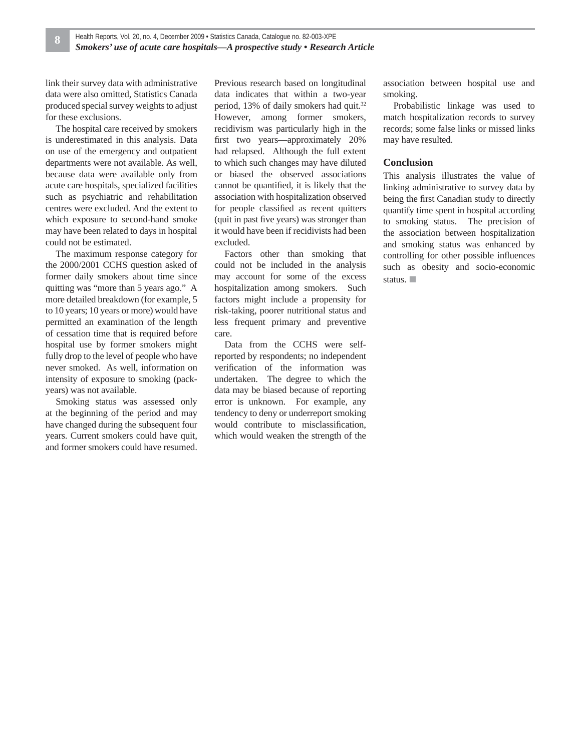link their survey data with administrative data were also omitted, Statistics Canada produced special survey weights to adjust for these exclusions.

The hospital care received by smokers is underestimated in this analysis. Data on use of the emergency and outpatient departments were not available. As well, because data were available only from acute care hospitals, specialized facilities such as psychiatric and rehabilitation centres were excluded. And the extent to which exposure to second-hand smoke may have been related to days in hospital could not be estimated.

The maximum response category for the 2000/2001 CCHS question asked of former daily smokers about time since quitting was "more than 5 years ago." A more detailed breakdown (for example, 5 to 10 years; 10 years or more) would have permitted an examination of the length of cessation time that is required before hospital use by former smokers might fully drop to the level of people who have never smoked. As well, information on intensity of exposure to smoking (pack-years) was not available.

Smoking status was assessed only at the beginning of the period and may have changed during the subsequent four years. Current smokers could have quit, and former smokers could have resumed. Previous research based on longitudinal data indicates that within a two-year period, 13% of daily smokers had quit.[32] However, among former smokers, recidivism was particularly high in the first two years—approximately 20% had relapsed. Although the full extent to which such changes may have diluted or biased the observed associations cannot be quantified, it is likely that the association with hospitalization observed for people classified as recent quitters (quit in past five years) was stronger than it would have been if recidivists had been excluded.

Factors other than smoking that could not be included in the analysis may account for some of the excess hospitalization among smokers. Such factors might include a propensity for risk-taking, poorer nutritional status and less frequent primary and preventive care.

Data from the CCHS were self-reported by respondents; no independent verification of the information was undertaken. The degree to which the data may be biased because of reporting error is unknown. For example, any tendency to deny or underreport smoking would contribute to misclassification, which would weaken the strength of the association between hospital use and smoking.

Probabilistic linkage was used to match hospitalization records to survey records; some false links or missed links may have resulted.

## Conclusion

This analysis illustrates the value of linking administrative to survey data by being the first Canadian study to directly quantify time spent in hospital according to smoking status. The precision of the association between hospitalization and smoking status was enhanced by controlling for other possible influences such as obesity and socio-economic status. ■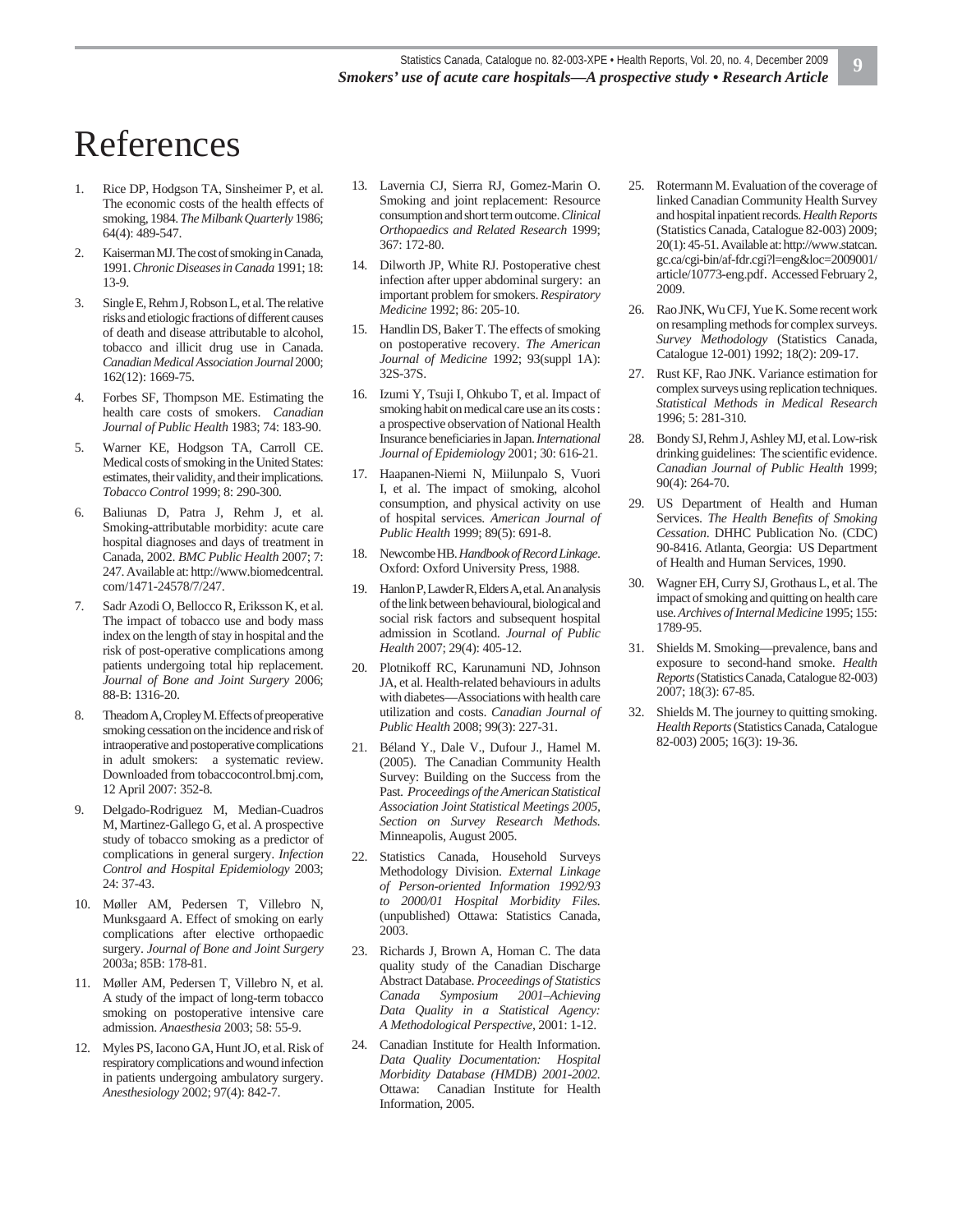# References

1. Rice DP, Hodgson TA, Sinsheimer P, et al. The economic costs of the health effects of smoking, 1984. *The Milbank Quarterly* 1986; 64(4): 489-547.
2. Kaiserman MJ. The cost of smoking in Canada, 1991. *Chronic Diseases in Canada* 1991; 18: 13-9.
3. Single E, Rehm J, Robson L, et al. The relative risks and etiologic fractions of different causes of death and disease attributable to alcohol, tobacco and illicit drug use in Canada. *Canadian Medical Association Journal* 2000; 162(12): 1669-75.
4. Forbes SF, Thompson ME. Estimating the health care costs of smokers. *Canadian Journal of Public Health* 1983; 74: 183-90.
5. Warner KE, Hodgson TA, Carroll CE. Medical costs of smoking in the United States: estimates, their validity, and their implications. *Tobacco Control* 1999; 8: 290-300.
6. Baliunas D, Patra J, Rehm J, et al. Smoking-attributable morbidity: acute care hospital diagnoses and days of treatment in Canada, 2002. *BMC Public Health* 2007; 7: 247. Available at: http://www.biomedcentral.com/1471-24578/7/247.
7. Sadr Azodi O, Bellocco R, Eriksson K, et al. The impact of tobacco use and body mass index on the length of stay in hospital and the risk of post-operative complications among patients undergoing total hip replacement. *Journal of Bone and Joint Surgery* 2006; 88-B: 1316-20.
8. Theadom A, Cropley M. Effects of preoperative smoking cessation on the incidence and risk of intraoperative and postoperative complications in adult smokers: a systematic review. Downloaded from tobaccocontrol.bmj.com, 12 April 2007: 352-8.
9. Delgado-Rodriguez M, Median-Cuadros M, Martinez-Gallego G, et al. A prospective study of tobacco smoking as a predictor of complications in general surgery. *Infection Control and Hospital Epidemiology* 2003; 24: 37-43.
10. Møller AM, Pedersen T, Villebro N, Munksgaard A. Effect of smoking on early complications after elective orthopaedic surgery. *Journal of Bone and Joint Surgery* 2003a; 85B: 178-81.
11. Møller AM, Pedersen T, Villebro N, et al. A study of the impact of long-term tobacco smoking on postoperative intensive care admission. *Anaesthesia* 2003; 58: 55-9.
12. Myles PS, Iacono GA, Hunt JO, et al. Risk of respiratory complications and wound infection in patients undergoing ambulatory surgery. *Anesthesiology* 2002; 97(4): 842-7.
13. Lavernia CJ, Sierra RJ, Gomez-Marin O. Smoking and joint replacement: Resource consumption and short term outcome. *Clinical Orthopaedics and Related Research* 1999; 367: 172-80.
14. Dilworth JP, White RJ. Postoperative chest infection after upper abdominal surgery: an important problem for smokers. *Respiratory Medicine* 1992; 86: 205-10.
15. Handlin DS, Baker T. The effects of smoking on postoperative recovery. *The American Journal of Medicine* 1992; 93(suppl 1A): 32S-37S.
16. Izumi Y, Tsuji I, Ohkubo T, et al. Impact of smoking habit on medical care use an its costs : a prospective observation of National Health Insurance beneficiaries in Japan. *International Journal of Epidemiology* 2001; 30: 616-21.
17. Haapanen-Niemi N, Miilunpalo S, Vuori I, et al. The impact of smoking, alcohol consumption, and physical activity on use of hospital services. *American Journal of Public Health* 1999; 89(5): 691-8.
18. Newcombe HB. *Handbook of Record Linkage*. Oxford: Oxford University Press, 1988.
19. Hanlon P, Lawder R, Elders A, et al. An analysis of the link between behavioural, biological and social risk factors and subsequent hospital admission in Scotland. *Journal of Public Health* 2007; 29(4): 405-12.
20. Plotnikoff RC, Karunamuni ND, Johnson JA, et al. Health-related behaviours in adults with diabetes—Associations with health care utilization and costs. *Canadian Journal of Public Health* 2008; 99(3): 227-31.
21. Béland Y., Dale V., Dufour J., Hamel M. (2005). The Canadian Community Health Survey: Building on the Success from the Past. *Proceedings of the American Statistical Association Joint Statistical Meetings 2005, Section on Survey Research Methods.* Minneapolis, August 2005.
22. Statistics Canada, Household Surveys Methodology Division. *External Linkage of Person-oriented Information 1992/93 to 2000/01 Hospital Morbidity Files.* (unpublished) Ottawa: Statistics Canada, 2003.
23. Richards J, Brown A, Homan C. The data quality study of the Canadian Discharge Abstract Database. *Proceedings of Statistics Canada Symposium 2001–Achieving Data Quality in a Statistical Agency: A Methodological Perspective*, 2001: 1-12.
24. Canadian Institute for Health Information. *Data Quality Documentation: Hospital Morbidity Database (HMDB) 2001-2002.* Ottawa: Canadian Institute for Health Information, 2005.
25. Rotermann M. Evaluation of the coverage of linked Canadian Community Health Survey and hospital inpatient records. *Health Reports* (Statistics Canada, Catalogue 82-003) 2009; 20(1): 45-51. Available at: http://www.statcan.gc.ca/cgi-bin/af-fdr.cgi?l=eng&loc=2009001/article/10773-eng.pdf. Accessed February 2, 2009.
26. Rao JNK, Wu CFJ, Yue K. Some recent work on resampling methods for complex surveys. *Survey Methodology* (Statistics Canada, Catalogue 12-001) 1992; 18(2): 209-17.
27. Rust KF, Rao JNK. Variance estimation for complex surveys using replication techniques. *Statistical Methods in Medical Research* 1996; 5: 281-310.
28. Bondy SJ, Rehm J, Ashley MJ, et al. Low-risk drinking guidelines: The scientific evidence. *Canadian Journal of Public Health* 1999; 90(4): 264-70.
29. US Department of Health and Human Services. *The Health Benefits of Smoking Cessation*. DHHC Publication No. (CDC) 90-8416. Atlanta, Georgia: US Department of Health and Human Services, 1990.
30. Wagner EH, Curry SJ, Grothaus L, et al. The impact of smoking and quitting on health care use. *Archives of Internal Medicine* 1995; 155: 1789-95.
31. Shields M. Smoking—prevalence, bans and exposure to second-hand smoke. *Health Reports* (Statistics Canada, Catalogue 82-003) 2007; 18(3): 67-85.
32. Shields M. The journey to quitting smoking. *Health Reports* (Statistics Canada, Catalogue 82-003) 2005; 16(3): 19-36.